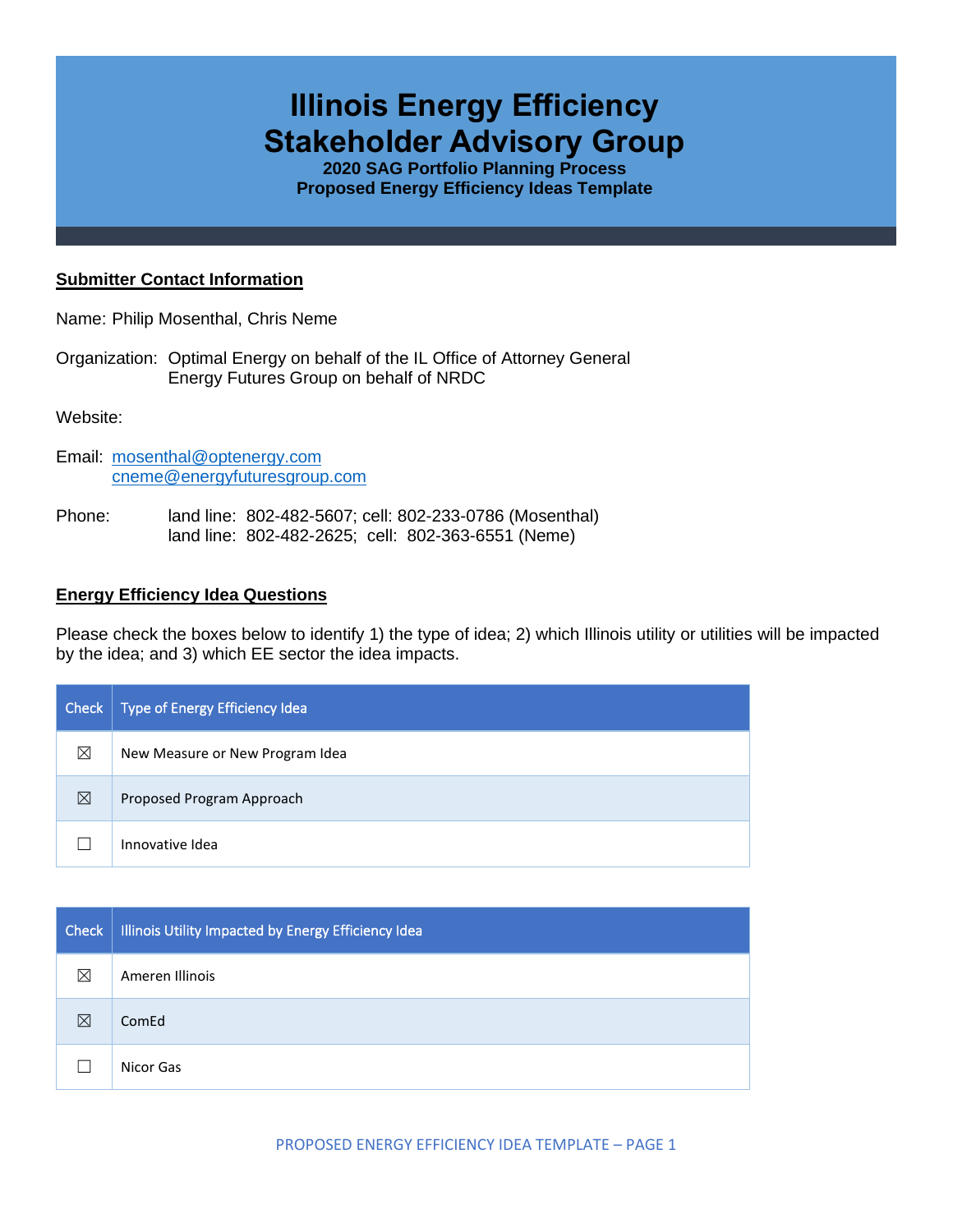# Illinois Energy Efficiency Stakeholder Advisory Group

**2020 SAG Portfolio Planning Process**
**Proposed Energy Efficiency Ideas Template**

## Submitter Contact Information

Name: Philip Mosenthal, Chris Neme

Organization: Optimal Energy on behalf of the IL Office of Attorney General
Energy Futures Group on behalf of NRDC

Website:

Email: mosenthal@optenergy.com
cneme@energyfuturesgroup.com

Phone: land line: 802-482-5607; cell: 802-233-0786 (Mosenthal)
land line: 802-482-2625; cell: 802-363-6551 (Neme)

## Energy Efficiency Idea Questions

Please check the boxes below to identify 1) the type of idea; 2) which Illinois utility or utilities will be impacted by the idea; and 3) which EE sector the idea impacts.

| Check | Type of Energy Efficiency Idea |
|---|---|
| ☒ | New Measure or New Program Idea |
| ☒ | Proposed Program Approach |
| ☐ | Innovative Idea |

| Check | Illinois Utility Impacted by Energy Efficiency Idea |
|---|---|
| ☒ | Ameren Illinois |
| ☒ | ComEd |
| ☐ | Nicor Gas |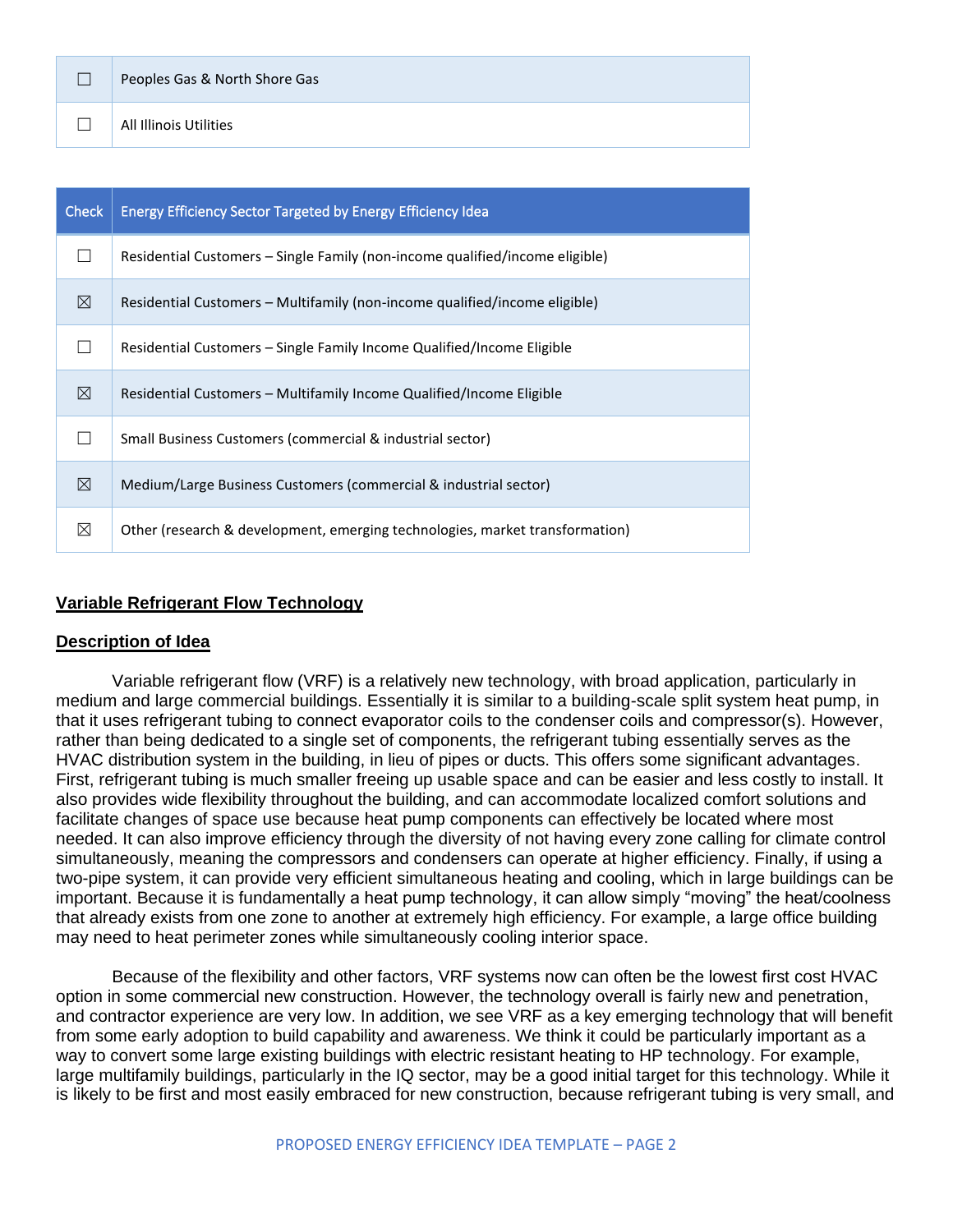| ☐ | Peoples Gas & North Shore Gas |
|---|---|
| ☐ | All Illinois Utilities |

| Check | Energy Efficiency Sector Targeted by Energy Efficiency Idea |
|---|---|
| ☐ | Residential Customers – Single Family (non-income qualified/income eligible) |
| ☒ | Residential Customers – Multifamily (non-income qualified/income eligible) |
| ☐ | Residential Customers – Single Family Income Qualified/Income Eligible |
| ☒ | Residential Customers – Multifamily Income Qualified/Income Eligible |
| ☐ | Small Business Customers (commercial & industrial sector) |
| ☒ | Medium/Large Business Customers (commercial & industrial sector) |
| ☒ | Other (research & development, emerging technologies, market transformation) |

## Variable Refrigerant Flow Technology

### Description of Idea

Variable refrigerant flow (VRF) is a relatively new technology, with broad application, particularly in medium and large commercial buildings. Essentially it is similar to a building-scale split system heat pump, in that it uses refrigerant tubing to connect evaporator coils to the condenser coils and compressor(s). However, rather than being dedicated to a single set of components, the refrigerant tubing essentially serves as the HVAC distribution system in the building, in lieu of pipes or ducts. This offers some significant advantages. First, refrigerant tubing is much smaller freeing up usable space and can be easier and less costly to install. It also provides wide flexibility throughout the building, and can accommodate localized comfort solutions and facilitate changes of space use because heat pump components can effectively be located where most needed. It can also improve efficiency through the diversity of not having every zone calling for climate control simultaneously, meaning the compressors and condensers can operate at higher efficiency. Finally, if using a two-pipe system, it can provide very efficient simultaneous heating and cooling, which in large buildings can be important. Because it is fundamentally a heat pump technology, it can allow simply "moving" the heat/coolness that already exists from one zone to another at extremely high efficiency. For example, a large office building may need to heat perimeter zones while simultaneously cooling interior space.

Because of the flexibility and other factors, VRF systems now can often be the lowest first cost HVAC option in some commercial new construction. However, the technology overall is fairly new and penetration, and contractor experience are very low. In addition, we see VRF as a key emerging technology that will benefit from some early adoption to build capability and awareness. We think it could be particularly important as a way to convert some large existing buildings with electric resistant heating to HP technology. For example, large multifamily buildings, particularly in the IQ sector, may be a good initial target for this technology. While it is likely to be first and most easily embraced for new construction, because refrigerant tubing is very small, and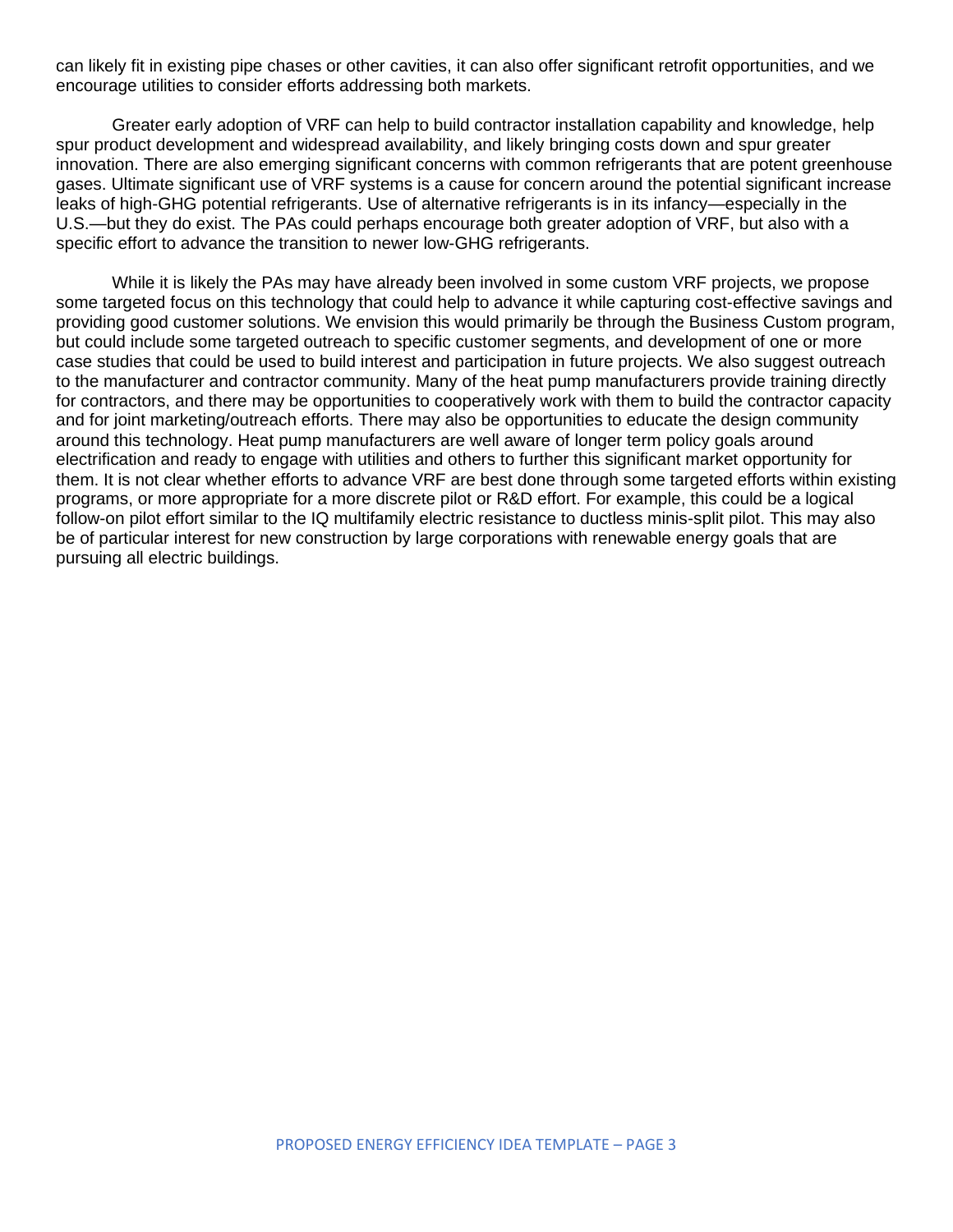can likely fit in existing pipe chases or other cavities, it can also offer significant retrofit opportunities, and we encourage utilities to consider efforts addressing both markets.

Greater early adoption of VRF can help to build contractor installation capability and knowledge, help spur product development and widespread availability, and likely bringing costs down and spur greater innovation. There are also emerging significant concerns with common refrigerants that are potent greenhouse gases. Ultimate significant use of VRF systems is a cause for concern around the potential significant increase leaks of high-GHG potential refrigerants. Use of alternative refrigerants is in its infancy—especially in the U.S.—but they do exist. The PAs could perhaps encourage both greater adoption of VRF, but also with a specific effort to advance the transition to newer low-GHG refrigerants.

While it is likely the PAs may have already been involved in some custom VRF projects, we propose some targeted focus on this technology that could help to advance it while capturing cost-effective savings and providing good customer solutions. We envision this would primarily be through the Business Custom program, but could include some targeted outreach to specific customer segments, and development of one or more case studies that could be used to build interest and participation in future projects. We also suggest outreach to the manufacturer and contractor community. Many of the heat pump manufacturers provide training directly for contractors, and there may be opportunities to cooperatively work with them to build the contractor capacity and for joint marketing/outreach efforts. There may also be opportunities to educate the design community around this technology. Heat pump manufacturers are well aware of longer term policy goals around electrification and ready to engage with utilities and others to further this significant market opportunity for them. It is not clear whether efforts to advance VRF are best done through some targeted efforts within existing programs, or more appropriate for a more discrete pilot or R&D effort. For example, this could be a logical follow-on pilot effort similar to the IQ multifamily electric resistance to ductless minis-split pilot. This may also be of particular interest for new construction by large corporations with renewable energy goals that are pursuing all electric buildings.